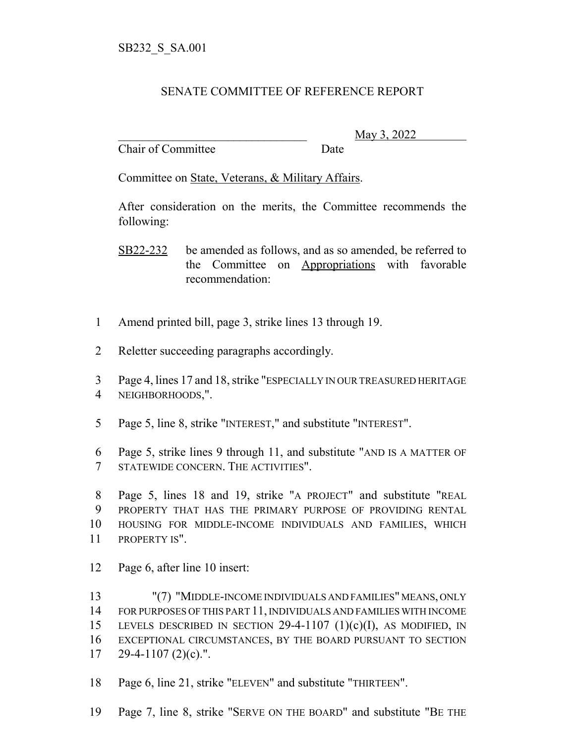SB232_S_SA.001

SENATE COMMITTEE OF REFERENCE REPORT

________________________________ May 3, 2022
Chair of Committee Date

Committee on State, Veterans, & Military Affairs.

After consideration on the merits, the Committee recommends the following:

SB22-232 be amended as follows, and as so amended, be referred to the Committee on Appropriations with favorable recommendation:

1 Amend printed bill, page 3, strike lines 13 through 19.

2 Reletter succeeding paragraphs accordingly.

3 Page 4, lines 17 and 18, strike "ESPECIALLY IN OUR TREASURED HERITAGE
4 NEIGHBORHOODS,".

5 Page 5, line 8, strike "INTEREST," and substitute "INTEREST".

6 Page 5, strike lines 9 through 11, and substitute "AND IS A MATTER OF
7 STATEWIDE CONCERN. THE ACTIVITIES".

8 Page 5, lines 18 and 19, strike "A PROJECT" and substitute "REAL
9 PROPERTY THAT HAS THE PRIMARY PURPOSE OF PROVIDING RENTAL
10 HOUSING FOR MIDDLE-INCOME INDIVIDUALS AND FAMILIES, WHICH
11 PROPERTY IS".

12 Page 6, after line 10 insert:

13 "(7) "MIDDLE-INCOME INDIVIDUALS AND FAMILIES" MEANS, ONLY
14 FOR PURPOSES OF THIS PART 11, INDIVIDUALS AND FAMILIES WITH INCOME
15 LEVELS DESCRIBED IN SECTION 29-4-1107 (1)(c)(I), AS MODIFIED, IN
16 EXCEPTIONAL CIRCUMSTANCES, BY THE BOARD PURSUANT TO SECTION
17 29-4-1107 (2)(c).".

18 Page 6, line 21, strike "ELEVEN" and substitute "THIRTEEN".

19 Page 7, line 8, strike "SERVE ON THE BOARD" and substitute "BE THE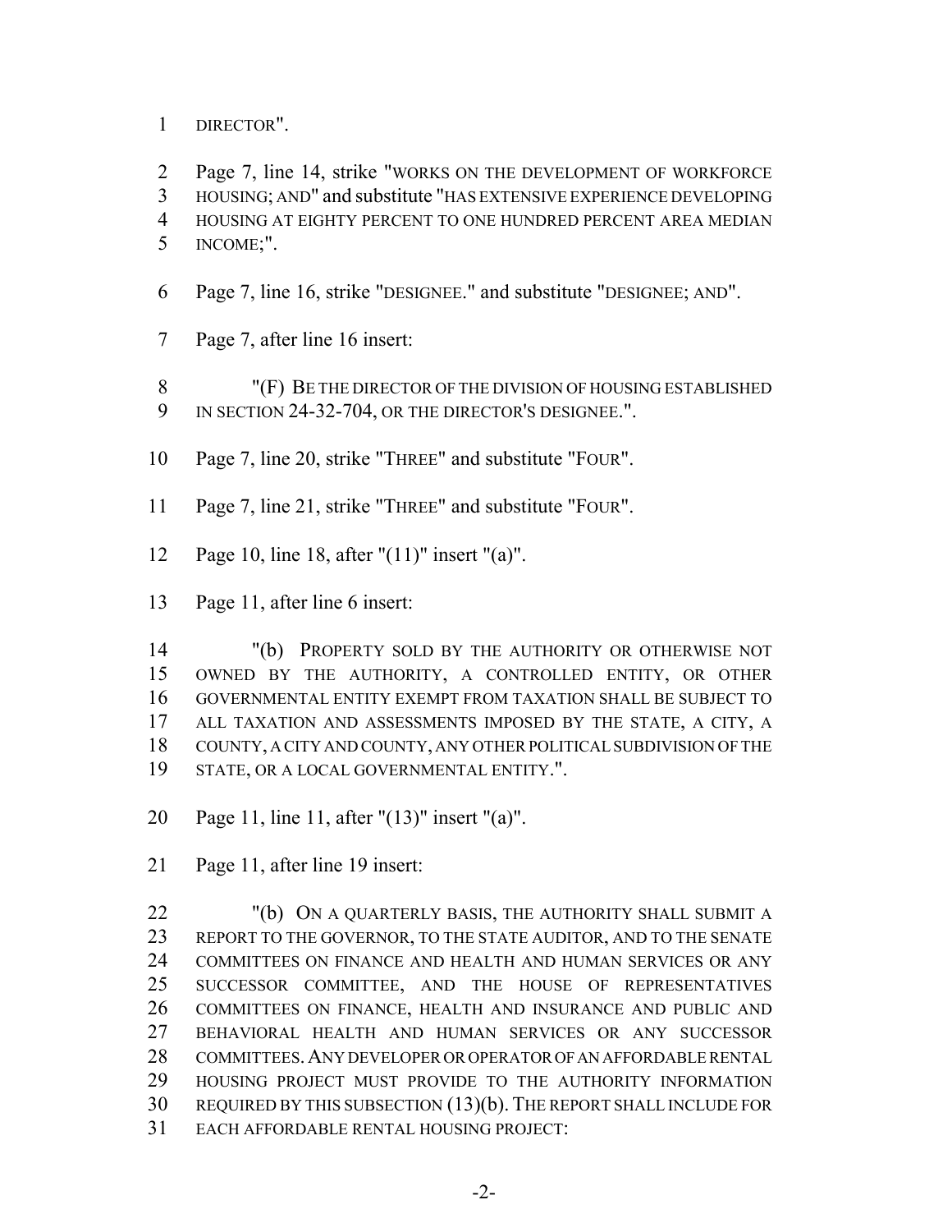DIRECTOR".

Page 7, line 14, strike "WORKS ON THE DEVELOPMENT OF WORKFORCE HOUSING; AND" and substitute "HAS EXTENSIVE EXPERIENCE DEVELOPING HOUSING AT EIGHTY PERCENT TO ONE HUNDRED PERCENT AREA MEDIAN INCOME;".

Page 7, line 16, strike "DESIGNEE." and substitute "DESIGNEE; AND".

Page 7, after line 16 insert:

"(F) BE THE DIRECTOR OF THE DIVISION OF HOUSING ESTABLISHED IN SECTION 24-32-704, OR THE DIRECTOR'S DESIGNEE.".

Page 7, line 20, strike "THREE" and substitute "FOUR".

Page 7, line 21, strike "THREE" and substitute "FOUR".

Page 10, line 18, after "(11)" insert "(a)".

Page 11, after line 6 insert:

"(b) PROPERTY SOLD BY THE AUTHORITY OR OTHERWISE NOT OWNED BY THE AUTHORITY, A CONTROLLED ENTITY, OR OTHER GOVERNMENTAL ENTITY EXEMPT FROM TAXATION SHALL BE SUBJECT TO ALL TAXATION AND ASSESSMENTS IMPOSED BY THE STATE, A CITY, A COUNTY, A CITY AND COUNTY, ANY OTHER POLITICAL SUBDIVISION OF THE STATE, OR A LOCAL GOVERNMENTAL ENTITY.".

Page 11, line 11, after "(13)" insert "(a)".

Page 11, after line 19 insert:

"(b) ON A QUARTERLY BASIS, THE AUTHORITY SHALL SUBMIT A REPORT TO THE GOVERNOR, TO THE STATE AUDITOR, AND TO THE SENATE COMMITTEES ON FINANCE AND HEALTH AND HUMAN SERVICES OR ANY SUCCESSOR COMMITTEE, AND THE HOUSE OF REPRESENTATIVES COMMITTEES ON FINANCE, HEALTH AND INSURANCE AND PUBLIC AND BEHAVIORAL HEALTH AND HUMAN SERVICES OR ANY SUCCESSOR COMMITTEES. ANY DEVELOPER OR OPERATOR OF AN AFFORDABLE RENTAL HOUSING PROJECT MUST PROVIDE TO THE AUTHORITY INFORMATION REQUIRED BY THIS SUBSECTION (13)(b). THE REPORT SHALL INCLUDE FOR EACH AFFORDABLE RENTAL HOUSING PROJECT: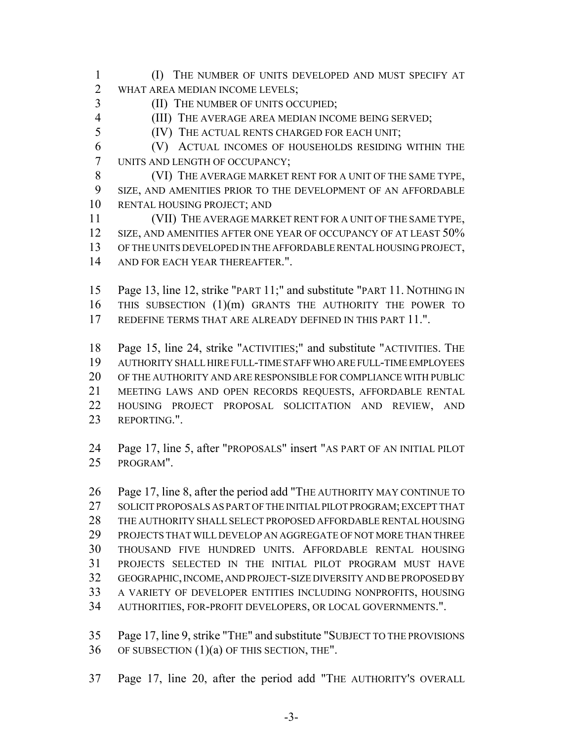(I) THE NUMBER OF UNITS DEVELOPED AND MUST SPECIFY AT WHAT AREA MEDIAN INCOME LEVELS;

(II) THE NUMBER OF UNITS OCCUPIED;

(III) THE AVERAGE AREA MEDIAN INCOME BEING SERVED;

(IV) THE ACTUAL RENTS CHARGED FOR EACH UNIT;

(V) ACTUAL INCOMES OF HOUSEHOLDS RESIDING WITHIN THE UNITS AND LENGTH OF OCCUPANCY;

(VI) THE AVERAGE MARKET RENT FOR A UNIT OF THE SAME TYPE, SIZE, AND AMENITIES PRIOR TO THE DEVELOPMENT OF AN AFFORDABLE RENTAL HOUSING PROJECT; AND

(VII) THE AVERAGE MARKET RENT FOR A UNIT OF THE SAME TYPE, SIZE, AND AMENITIES AFTER ONE YEAR OF OCCUPANCY OF AT LEAST 50% OF THE UNITS DEVELOPED IN THE AFFORDABLE RENTAL HOUSING PROJECT, AND FOR EACH YEAR THEREAFTER.".

Page 13, line 12, strike "PART 11;" and substitute "PART 11. NOTHING IN THIS SUBSECTION (1)(m) GRANTS THE AUTHORITY THE POWER TO REDEFINE TERMS THAT ARE ALREADY DEFINED IN THIS PART 11.".

Page 15, line 24, strike "ACTIVITIES;" and substitute "ACTIVITIES. THE AUTHORITY SHALL HIRE FULL-TIME STAFF WHO ARE FULL-TIME EMPLOYEES OF THE AUTHORITY AND ARE RESPONSIBLE FOR COMPLIANCE WITH PUBLIC MEETING LAWS AND OPEN RECORDS REQUESTS, AFFORDABLE RENTAL HOUSING PROJECT PROPOSAL SOLICITATION AND REVIEW, AND REPORTING.".

Page 17, line 5, after "PROPOSALS" insert "AS PART OF AN INITIAL PILOT PROGRAM".

Page 17, line 8, after the period add "THE AUTHORITY MAY CONTINUE TO SOLICIT PROPOSALS AS PART OF THE INITIAL PILOT PROGRAM; EXCEPT THAT THE AUTHORITY SHALL SELECT PROPOSED AFFORDABLE RENTAL HOUSING PROJECTS THAT WILL DEVELOP AN AGGREGATE OF NOT MORE THAN THREE THOUSAND FIVE HUNDRED UNITS. AFFORDABLE RENTAL HOUSING PROJECTS SELECTED IN THE INITIAL PILOT PROGRAM MUST HAVE GEOGRAPHIC, INCOME, AND PROJECT-SIZE DIVERSITY AND BE PROPOSED BY A VARIETY OF DEVELOPER ENTITIES INCLUDING NONPROFITS, HOUSING AUTHORITIES, FOR-PROFIT DEVELOPERS, OR LOCAL GOVERNMENTS.".

Page 17, line 9, strike "THE" and substitute "SUBJECT TO THE PROVISIONS OF SUBSECTION (1)(a) OF THIS SECTION, THE".

Page 17, line 20, after the period add "THE AUTHORITY'S OVERALL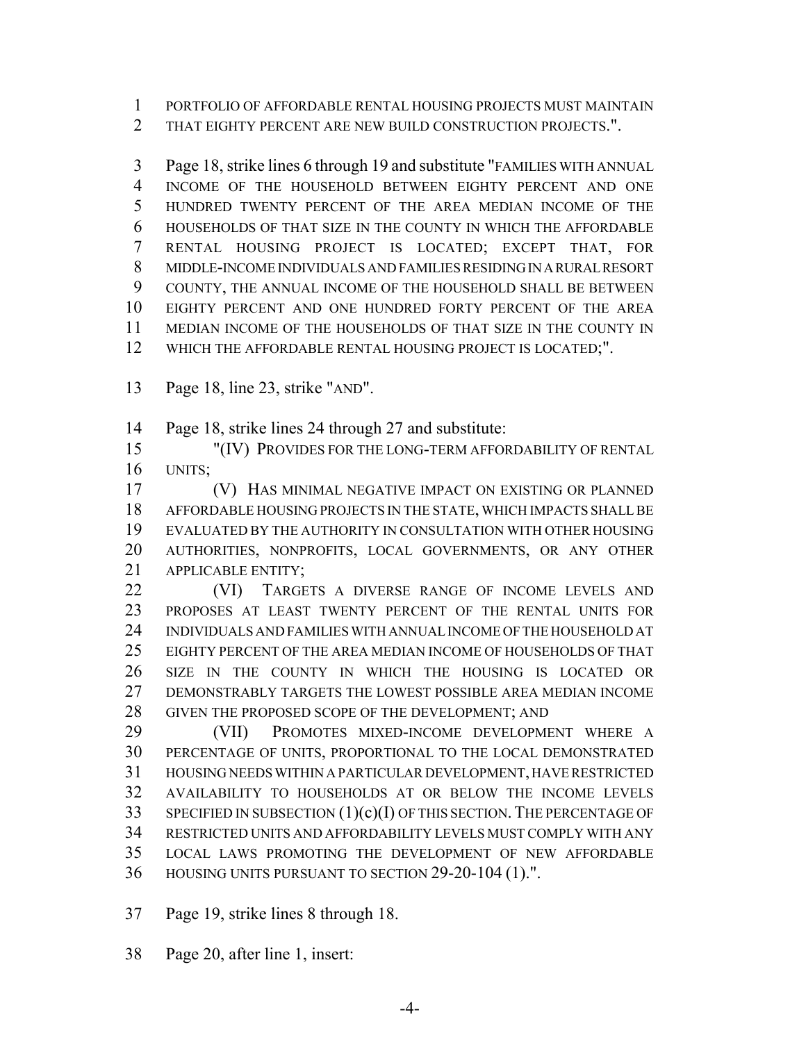1 PORTFOLIO OF AFFORDABLE RENTAL HOUSING PROJECTS MUST MAINTAIN
2 THAT EIGHTY PERCENT ARE NEW BUILD CONSTRUCTION PROJECTS.".

3 Page 18, strike lines 6 through 19 and substitute "FAMILIES WITH ANNUAL
4 INCOME OF THE HOUSEHOLD BETWEEN EIGHTY PERCENT AND ONE
5 HUNDRED TWENTY PERCENT OF THE AREA MEDIAN INCOME OF THE
6 HOUSEHOLDS OF THAT SIZE IN THE COUNTY IN WHICH THE AFFORDABLE
7 RENTAL HOUSING PROJECT IS LOCATED; EXCEPT THAT, FOR
8 MIDDLE-INCOME INDIVIDUALS AND FAMILIES RESIDING IN A RURAL RESORT
9 COUNTY, THE ANNUAL INCOME OF THE HOUSEHOLD SHALL BE BETWEEN
10 EIGHTY PERCENT AND ONE HUNDRED FORTY PERCENT OF THE AREA
11 MEDIAN INCOME OF THE HOUSEHOLDS OF THAT SIZE IN THE COUNTY IN
12 WHICH THE AFFORDABLE RENTAL HOUSING PROJECT IS LOCATED;".

13 Page 18, line 23, strike "AND".

14 Page 18, strike lines 24 through 27 and substitute:
15 "(IV) PROVIDES FOR THE LONG-TERM AFFORDABILITY OF RENTAL
16 UNITS;
17 (V) HAS MINIMAL NEGATIVE IMPACT ON EXISTING OR PLANNED
18 AFFORDABLE HOUSING PROJECTS IN THE STATE, WHICH IMPACTS SHALL BE
19 EVALUATED BY THE AUTHORITY IN CONSULTATION WITH OTHER HOUSING
20 AUTHORITIES, NONPROFITS, LOCAL GOVERNMENTS, OR ANY OTHER
21 APPLICABLE ENTITY;
22 (VI) TARGETS A DIVERSE RANGE OF INCOME LEVELS AND
23 PROPOSES AT LEAST TWENTY PERCENT OF THE RENTAL UNITS FOR
24 INDIVIDUALS AND FAMILIES WITH ANNUAL INCOME OF THE HOUSEHOLD AT
25 EIGHTY PERCENT OF THE AREA MEDIAN INCOME OF HOUSEHOLDS OF THAT
26 SIZE IN THE COUNTY IN WHICH THE HOUSING IS LOCATED OR
27 DEMONSTRABLY TARGETS THE LOWEST POSSIBLE AREA MEDIAN INCOME
28 GIVEN THE PROPOSED SCOPE OF THE DEVELOPMENT; AND
29 (VII) PROMOTES MIXED-INCOME DEVELOPMENT WHERE A
30 PERCENTAGE OF UNITS, PROPORTIONAL TO THE LOCAL DEMONSTRATED
31 HOUSING NEEDS WITHIN A PARTICULAR DEVELOPMENT, HAVE RESTRICTED
32 AVAILABILITY TO HOUSEHOLDS AT OR BELOW THE INCOME LEVELS
33 SPECIFIED IN SUBSECTION (1)(c)(I) OF THIS SECTION. THE PERCENTAGE OF
34 RESTRICTED UNITS AND AFFORDABILITY LEVELS MUST COMPLY WITH ANY
35 LOCAL LAWS PROMOTING THE DEVELOPMENT OF NEW AFFORDABLE
36 HOUSING UNITS PURSUANT TO SECTION 29-20-104 (1).".

37 Page 19, strike lines 8 through 18.

38 Page 20, after line 1, insert: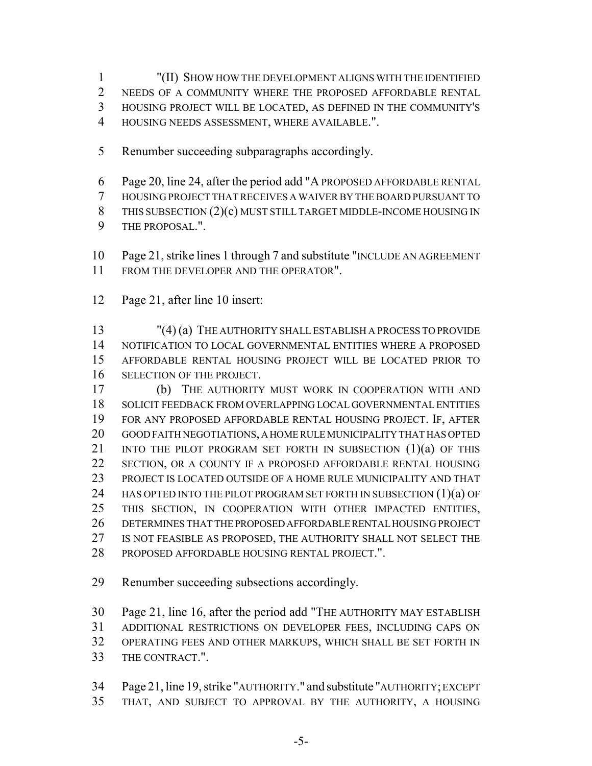"(II) SHOW HOW THE DEVELOPMENT ALIGNS WITH THE IDENTIFIED NEEDS OF A COMMUNITY WHERE THE PROPOSED AFFORDABLE RENTAL HOUSING PROJECT WILL BE LOCATED, AS DEFINED IN THE COMMUNITY'S HOUSING NEEDS ASSESSMENT, WHERE AVAILABLE.".

Renumber succeeding subparagraphs accordingly.

Page 20, line 24, after the period add "A PROPOSED AFFORDABLE RENTAL HOUSING PROJECT THAT RECEIVES A WAIVER BY THE BOARD PURSUANT TO THIS SUBSECTION (2)(c) MUST STILL TARGET MIDDLE-INCOME HOUSING IN THE PROPOSAL.".

Page 21, strike lines 1 through 7 and substitute "INCLUDE AN AGREEMENT FROM THE DEVELOPER AND THE OPERATOR".

Page 21, after line 10 insert:

"(4) (a) THE AUTHORITY SHALL ESTABLISH A PROCESS TO PROVIDE NOTIFICATION TO LOCAL GOVERNMENTAL ENTITIES WHERE A PROPOSED AFFORDABLE RENTAL HOUSING PROJECT WILL BE LOCATED PRIOR TO SELECTION OF THE PROJECT.

(b) THE AUTHORITY MUST WORK IN COOPERATION WITH AND SOLICIT FEEDBACK FROM OVERLAPPING LOCAL GOVERNMENTAL ENTITIES FOR ANY PROPOSED AFFORDABLE RENTAL HOUSING PROJECT. IF, AFTER GOOD FAITH NEGOTIATIONS, A HOME RULE MUNICIPALITY THAT HAS OPTED INTO THE PILOT PROGRAM SET FORTH IN SUBSECTION (1)(a) OF THIS SECTION, OR A COUNTY IF A PROPOSED AFFORDABLE RENTAL HOUSING PROJECT IS LOCATED OUTSIDE OF A HOME RULE MUNICIPALITY AND THAT HAS OPTED INTO THE PILOT PROGRAM SET FORTH IN SUBSECTION (1)(a) OF THIS SECTION, IN COOPERATION WITH OTHER IMPACTED ENTITIES, DETERMINES THAT THE PROPOSED AFFORDABLE RENTAL HOUSING PROJECT IS NOT FEASIBLE AS PROPOSED, THE AUTHORITY SHALL NOT SELECT THE PROPOSED AFFORDABLE HOUSING RENTAL PROJECT.".

Renumber succeeding subsections accordingly.

Page 21, line 16, after the period add "THE AUTHORITY MAY ESTABLISH ADDITIONAL RESTRICTIONS ON DEVELOPER FEES, INCLUDING CAPS ON OPERATING FEES AND OTHER MARKUPS, WHICH SHALL BE SET FORTH IN THE CONTRACT.".

Page 21, line 19, strike "AUTHORITY." and substitute "AUTHORITY; EXCEPT THAT, AND SUBJECT TO APPROVAL BY THE AUTHORITY, A HOUSING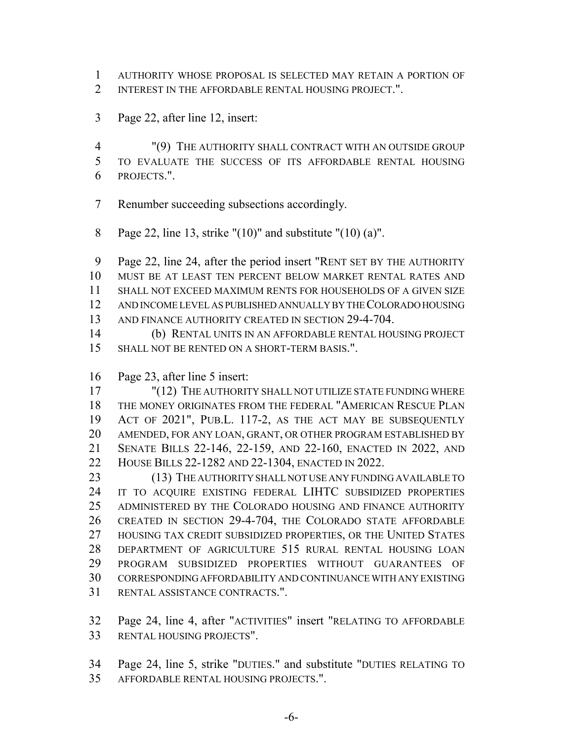AUTHORITY WHOSE PROPOSAL IS SELECTED MAY RETAIN A PORTION OF INTEREST IN THE AFFORDABLE RENTAL HOUSING PROJECT.".

Page 22, after line 12, insert:

"(9) THE AUTHORITY SHALL CONTRACT WITH AN OUTSIDE GROUP TO EVALUATE THE SUCCESS OF ITS AFFORDABLE RENTAL HOUSING PROJECTS.".

Renumber succeeding subsections accordingly.

Page 22, line 13, strike "(10)" and substitute "(10) (a)".

Page 22, line 24, after the period insert "RENT SET BY THE AUTHORITY MUST BE AT LEAST TEN PERCENT BELOW MARKET RENTAL RATES AND SHALL NOT EXCEED MAXIMUM RENTS FOR HOUSEHOLDS OF A GIVEN SIZE AND INCOME LEVEL AS PUBLISHED ANNUALLY BY THE COLORADO HOUSING AND FINANCE AUTHORITY CREATED IN SECTION 29-4-704.

(b) RENTAL UNITS IN AN AFFORDABLE RENTAL HOUSING PROJECT SHALL NOT BE RENTED ON A SHORT-TERM BASIS.".

Page 23, after line 5 insert:

"(12) THE AUTHORITY SHALL NOT UTILIZE STATE FUNDING WHERE THE MONEY ORIGINATES FROM THE FEDERAL "AMERICAN RESCUE PLAN ACT OF 2021", PUB.L. 117-2, AS THE ACT MAY BE SUBSEQUENTLY AMENDED, FOR ANY LOAN, GRANT, OR OTHER PROGRAM ESTABLISHED BY SENATE BILLS 22-146, 22-159, AND 22-160, ENACTED IN 2022, AND HOUSE BILLS 22-1282 AND 22-1304, ENACTED IN 2022.

(13) THE AUTHORITY SHALL NOT USE ANY FUNDING AVAILABLE TO IT TO ACQUIRE EXISTING FEDERAL LIHTC SUBSIDIZED PROPERTIES ADMINISTERED BY THE COLORADO HOUSING AND FINANCE AUTHORITY CREATED IN SECTION 29-4-704, THE COLORADO STATE AFFORDABLE HOUSING TAX CREDIT SUBSIDIZED PROPERTIES, OR THE UNITED STATES DEPARTMENT OF AGRICULTURE 515 RURAL RENTAL HOUSING LOAN PROGRAM SUBSIDIZED PROPERTIES WITHOUT GUARANTEES OF CORRESPONDING AFFORDABILITY AND CONTINUANCE WITH ANY EXISTING RENTAL ASSISTANCE CONTRACTS.".

Page 24, line 4, after "ACTIVITIES" insert "RELATING TO AFFORDABLE RENTAL HOUSING PROJECTS".

Page 24, line 5, strike "DUTIES." and substitute "DUTIES RELATING TO AFFORDABLE RENTAL HOUSING PROJECTS.".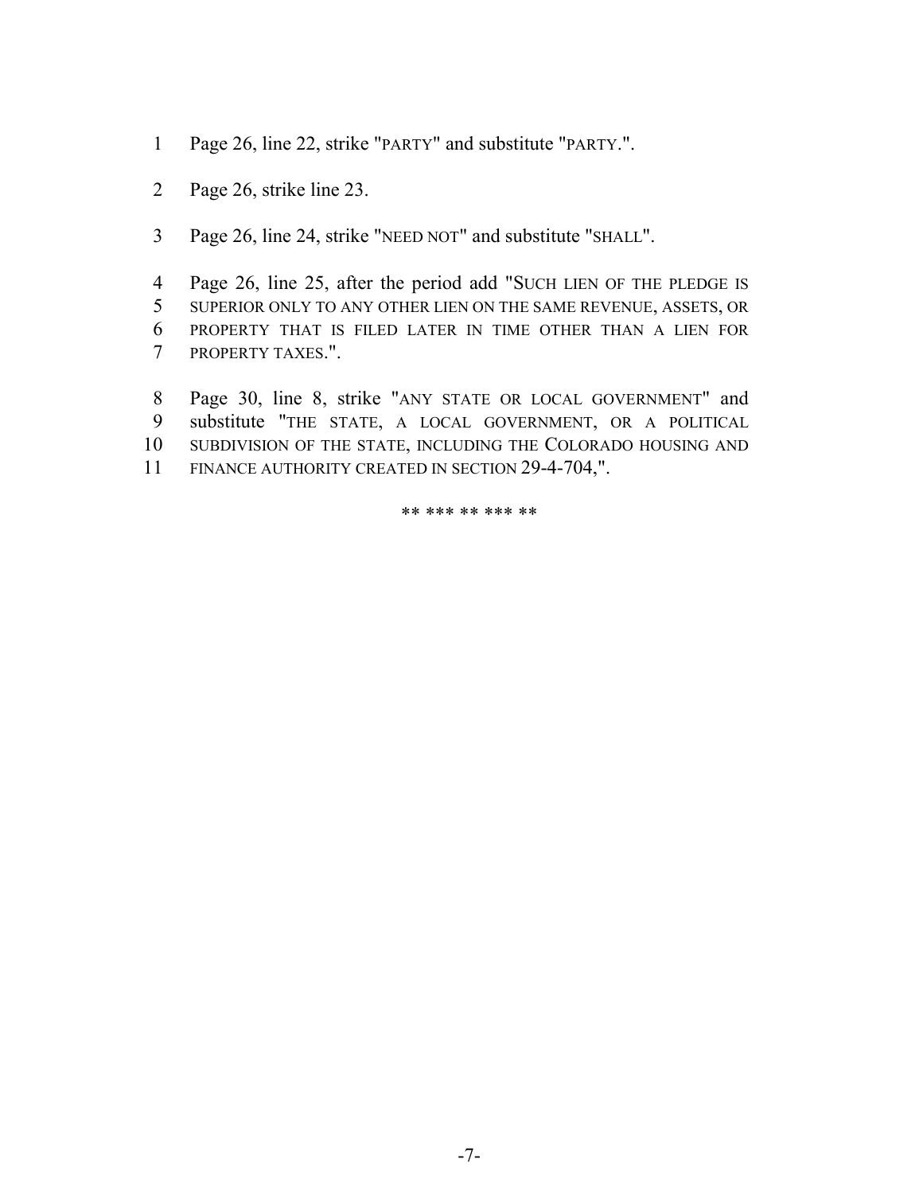Page 26, line 22, strike "PARTY" and substitute "PARTY.".

Page 26, strike line 23.

Page 26, line 24, strike "NEED NOT" and substitute "SHALL".

Page 26, line 25, after the period add "SUCH LIEN OF THE PLEDGE IS SUPERIOR ONLY TO ANY OTHER LIEN ON THE SAME REVENUE, ASSETS, OR PROPERTY THAT IS FILED LATER IN TIME OTHER THAN A LIEN FOR PROPERTY TAXES.".

Page 30, line 8, strike "ANY STATE OR LOCAL GOVERNMENT" and substitute "THE STATE, A LOCAL GOVERNMENT, OR A POLITICAL SUBDIVISION OF THE STATE, INCLUDING THE COLORADO HOUSING AND FINANCE AUTHORITY CREATED IN SECTION 29-4-704,".

** *** ** *** **